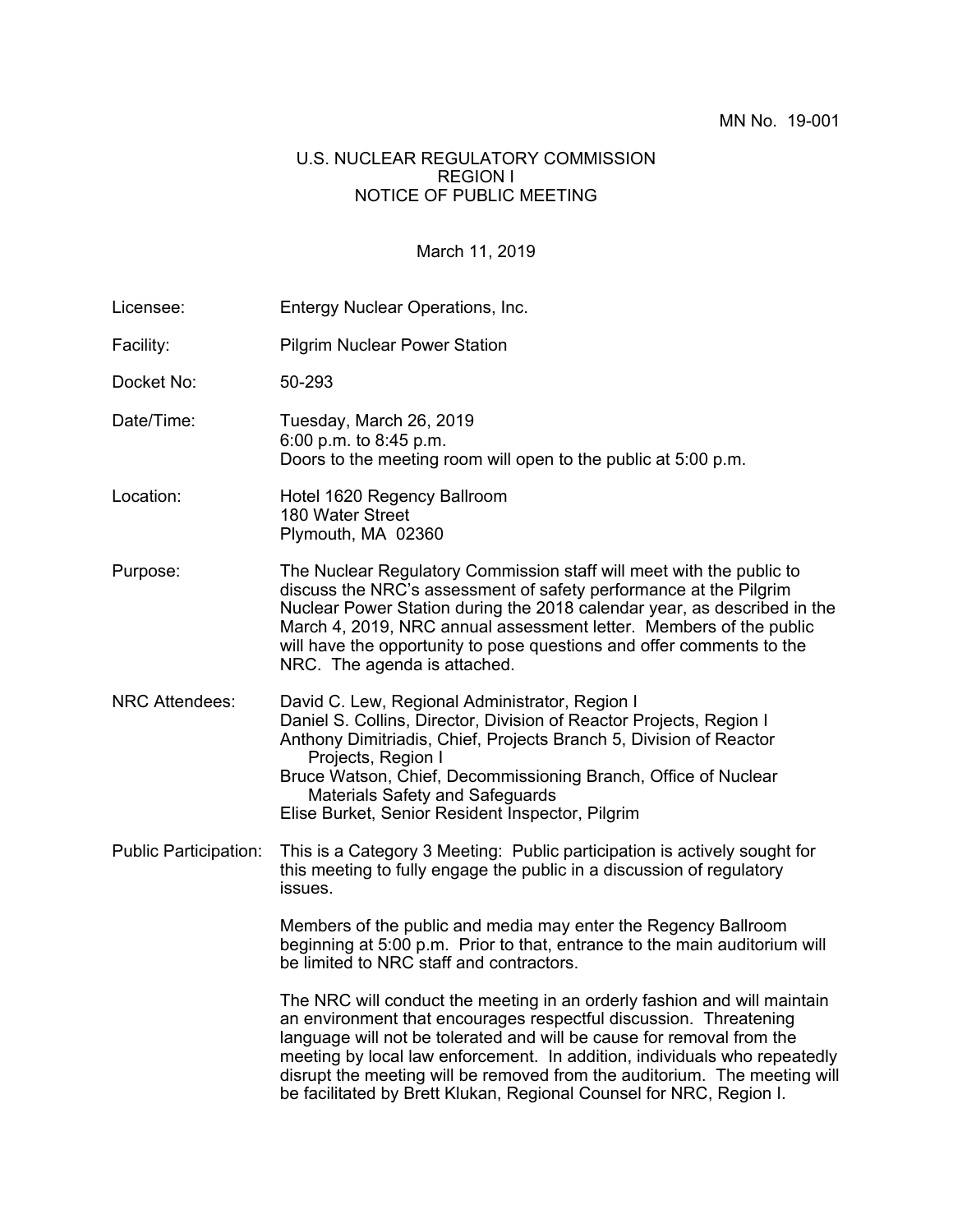MN No. 19-001

# U.S. NUCLEAR REGULATORY COMMISSION
## REGION I
## NOTICE OF PUBLIC MEETING

March 11, 2019

| | |
|---|---|
| Licensee: | Entergy Nuclear Operations, Inc. |
| Facility: | Pilgrim Nuclear Power Station |
| Docket No: | 50-293 |
| Date/Time: | Tuesday, March 26, 2019<br>6:00 p.m. to 8:45 p.m.<br>Doors to the meeting room will open to the public at 5:00 p.m. |
| Location: | Hotel 1620 Regency Ballroom<br>180 Water Street<br>Plymouth, MA 02360 |
| Purpose: | The Nuclear Regulatory Commission staff will meet with the public to discuss the NRC's assessment of safety performance at the Pilgrim Nuclear Power Station during the 2018 calendar year, as described in the March 4, 2019, NRC annual assessment letter. Members of the public will have the opportunity to pose questions and offer comments to the NRC. The agenda is attached. |
| NRC Attendees: | David C. Lew, Regional Administrator, Region I<br>Daniel S. Collins, Director, Division of Reactor Projects, Region I<br>Anthony Dimitriadis, Chief, Projects Branch 5, Division of Reactor Projects, Region I<br>Bruce Watson, Chief, Decommissioning Branch, Office of Nuclear Materials Safety and Safeguards<br>Elise Burket, Senior Resident Inspector, Pilgrim |
| Public Participation: | This is a Category 3 Meeting: Public participation is actively sought for this meeting to fully engage the public in a discussion of regulatory issues.<br><br>Members of the public and media may enter the Regency Ballroom beginning at 5:00 p.m. Prior to that, entrance to the main auditorium will be limited to NRC staff and contractors.<br><br>The NRC will conduct the meeting in an orderly fashion and will maintain an environment that encourages respectful discussion. Threatening language will not be tolerated and will be cause for removal from the meeting by local law enforcement. In addition, individuals who repeatedly disrupt the meeting will be removed from the auditorium. The meeting will be facilitated by Brett Klukan, Regional Counsel for NRC, Region I. |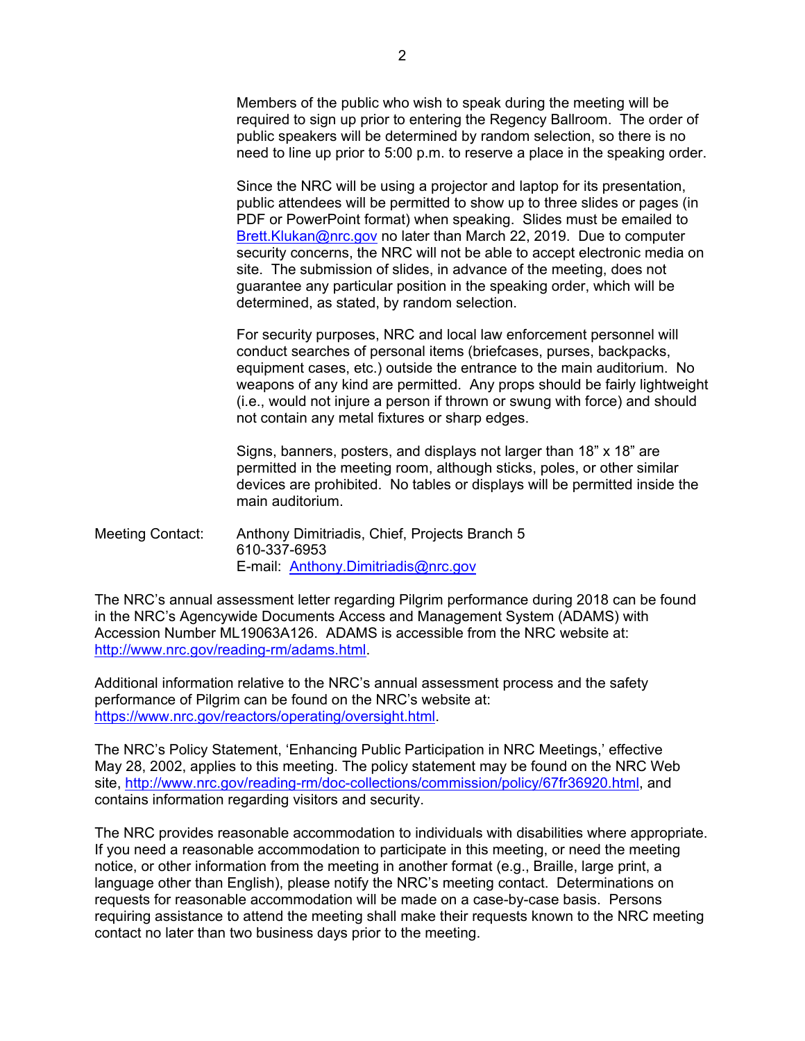Members of the public who wish to speak during the meeting will be required to sign up prior to entering the Regency Ballroom. The order of public speakers will be determined by random selection, so there is no need to line up prior to 5:00 p.m. to reserve a place in the speaking order.

Since the NRC will be using a projector and laptop for its presentation, public attendees will be permitted to show up to three slides or pages (in PDF or PowerPoint format) when speaking. Slides must be emailed to Brett.Klukan@nrc.gov no later than March 22, 2019. Due to computer security concerns, the NRC will not be able to accept electronic media on site. The submission of slides, in advance of the meeting, does not guarantee any particular position in the speaking order, which will be determined, as stated, by random selection.

For security purposes, NRC and local law enforcement personnel will conduct searches of personal items (briefcases, purses, backpacks, equipment cases, etc.) outside the entrance to the main auditorium. No weapons of any kind are permitted. Any props should be fairly lightweight (i.e., would not injure a person if thrown or swung with force) and should not contain any metal fixtures or sharp edges.

Signs, banners, posters, and displays not larger than 18" x 18" are permitted in the meeting room, although sticks, poles, or other similar devices are prohibited. No tables or displays will be permitted inside the main auditorium.

Meeting Contact: Anthony Dimitriadis, Chief, Projects Branch 5
610-337-6953
E-mail: Anthony.Dimitriadis@nrc.gov

The NRC's annual assessment letter regarding Pilgrim performance during 2018 can be found in the NRC's Agencywide Documents Access and Management System (ADAMS) with Accession Number ML19063A126. ADAMS is accessible from the NRC website at: http://www.nrc.gov/reading-rm/adams.html.

Additional information relative to the NRC's annual assessment process and the safety performance of Pilgrim can be found on the NRC's website at: https://www.nrc.gov/reactors/operating/oversight.html.

The NRC's Policy Statement, 'Enhancing Public Participation in NRC Meetings,' effective May 28, 2002, applies to this meeting. The policy statement may be found on the NRC Web site, http://www.nrc.gov/reading-rm/doc-collections/commission/policy/67fr36920.html, and contains information regarding visitors and security.

The NRC provides reasonable accommodation to individuals with disabilities where appropriate. If you need a reasonable accommodation to participate in this meeting, or need the meeting notice, or other information from the meeting in another format (e.g., Braille, large print, a language other than English), please notify the NRC's meeting contact. Determinations on requests for reasonable accommodation will be made on a case-by-case basis. Persons requiring assistance to attend the meeting shall make their requests known to the NRC meeting contact no later than two business days prior to the meeting.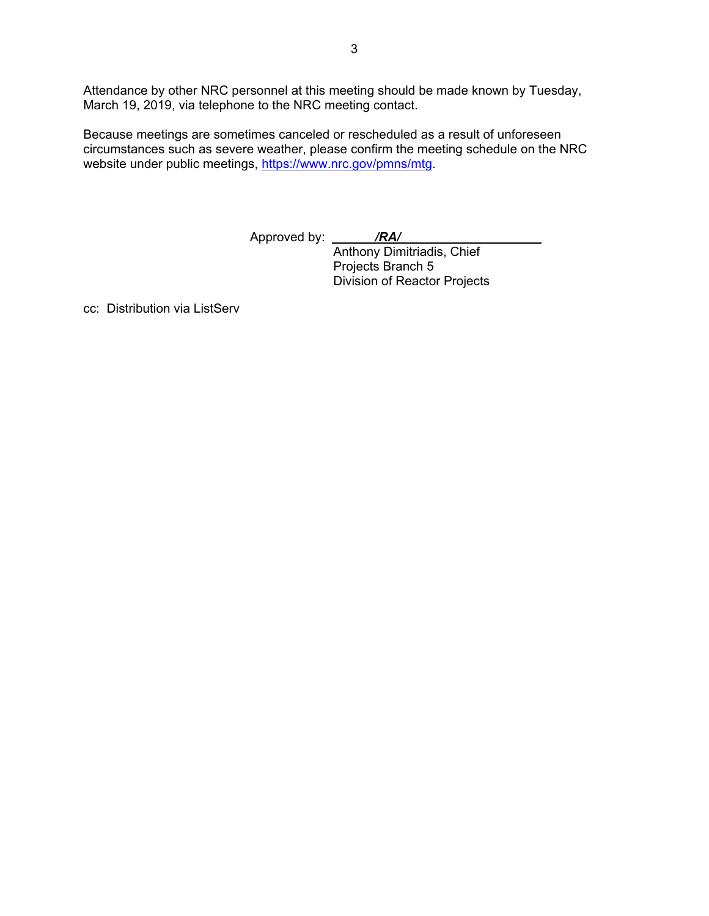Attendance by other NRC personnel at this meeting should be made known by Tuesday, March 19, 2019, via telephone to the NRC meeting contact.

Because meetings are sometimes canceled or rescheduled as a result of unforeseen circumstances such as severe weather, please confirm the meeting schedule on the NRC website under public meetings, https://www.nrc.gov/pmns/mtg.

Approved by: ***/RA/***
Anthony Dimitriadis, Chief
Projects Branch 5
Division of Reactor Projects

cc: Distribution via ListServ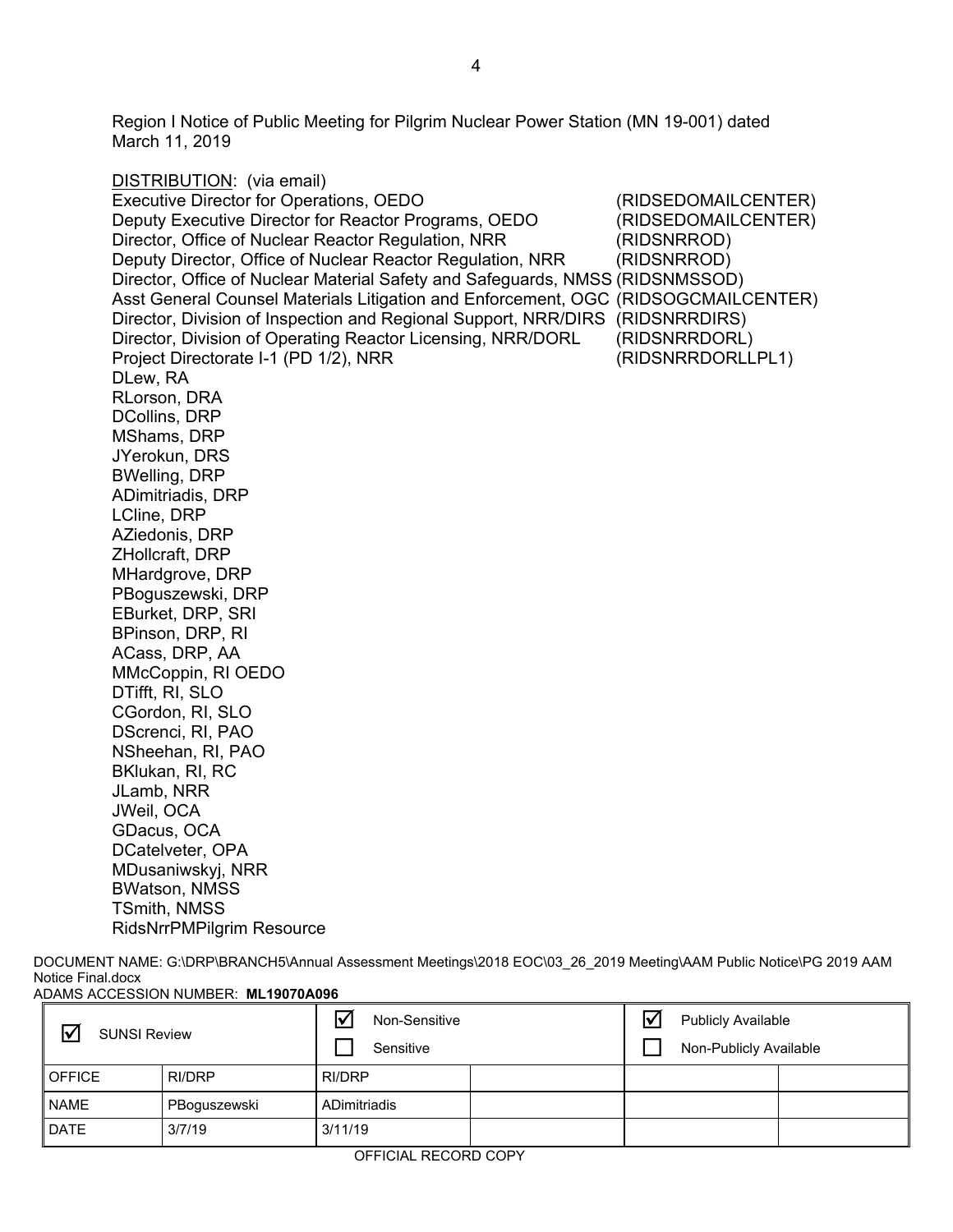Region I Notice of Public Meeting for Pilgrim Nuclear Power Station (MN 19-001) dated March 11, 2019

DISTRIBUTION: (via email)

Executive Director for Operations, OEDO (RIDSEDOMAILCENTER)
Deputy Executive Director for Reactor Programs, OEDO (RIDSEDOMAILCENTER)
Director, Office of Nuclear Reactor Regulation, NRR (RIDSNRROD)
Deputy Director, Office of Nuclear Reactor Regulation, NRR (RIDSNRROD)
Director, Office of Nuclear Material Safety and Safeguards, NMSS (RIDSNMSSOD)
Asst General Counsel Materials Litigation and Enforcement, OGC (RIDSOGCMAILCENTER)
Director, Division of Inspection and Regional Support, NRR/DIRS (RIDSNRRDIRS)
Director, Division of Operating Reactor Licensing, NRR/DORL (RIDSNRRDORL)
Project Directorate I-1 (PD 1/2), NRR (RIDSNRRDORLLPL1)
DLew, RA
RLorson, DRA
DCollins, DRP
MShams, DRP
JYerokun, DRS
BWelling, DRP
ADimitriadis, DRP
LCline, DRP
AZiedonis, DRP
ZHollcraft, DRP
MHardgrove, DRP
PBoguszewski, DRP
EBurket, DRP, SRI
BPinson, DRP, RI
ACass, DRP, AA
MMcCoppin, RI OEDO
DTifft, RI, SLO
CGordon, RI, SLO
DScrenci, RI, PAO
NSheehan, RI, PAO
BKlukan, RI, RC
JLamb, NRR
JWeil, OCA
GDacus, OCA
DCatelveter, OPA
MDusaniwskyj, NRR
BWatson, NMSS
TSmith, NMSS
RidsNrrPMPilgrim Resource

DOCUMENT NAME: G:\DRP\BRANCH5\Annual Assessment Meetings\2018 EOC\03_26_2019 Meeting\AAM Public Notice\PG 2019 AAM Notice Final.docx
ADAMS ACCESSION NUMBER: **ML19070A096**

| ☑ SUNSI Review | | ☑ Non-Sensitive ☐ Sensitive | | ☑ Publicly Available ☐ Non-Publicly Available | |
|---|---|---|---|---|---|
| OFFICE | RI/DRP | RI/DRP | | | |
| NAME | PBoguszewski | ADimitriadis | | | |
| DATE | 3/7/19 | 3/11/19 | | | |

OFFICIAL RECORD COPY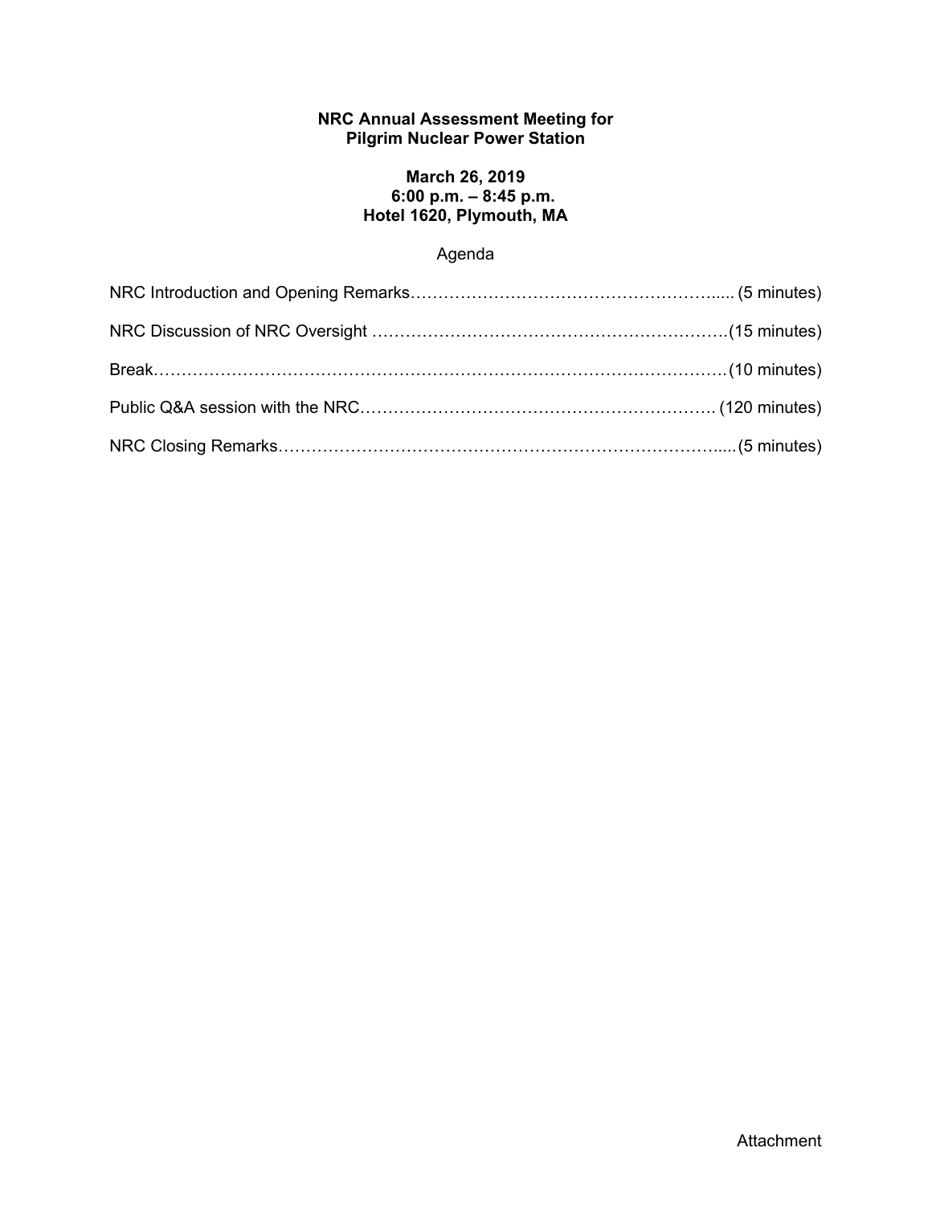**NRC Annual Assessment Meeting for Pilgrim Nuclear Power Station**

**March 26, 2019**
**6:00 p.m. – 8:45 p.m.**
**Hotel 1620, Plymouth, MA**

Agenda

NRC Introduction and Opening Remarks…………………………………………….….... (5 minutes)

NRC Discussion of NRC Oversight ……………………………………………………….(15 minutes)

Break……………………………………………………………………………………….(10 minutes)

Public Q&A session with the NRC……………………………………………………. (120 minutes)

NRC Closing Remarks…………………………………………………………………......(5 minutes)

Attachment